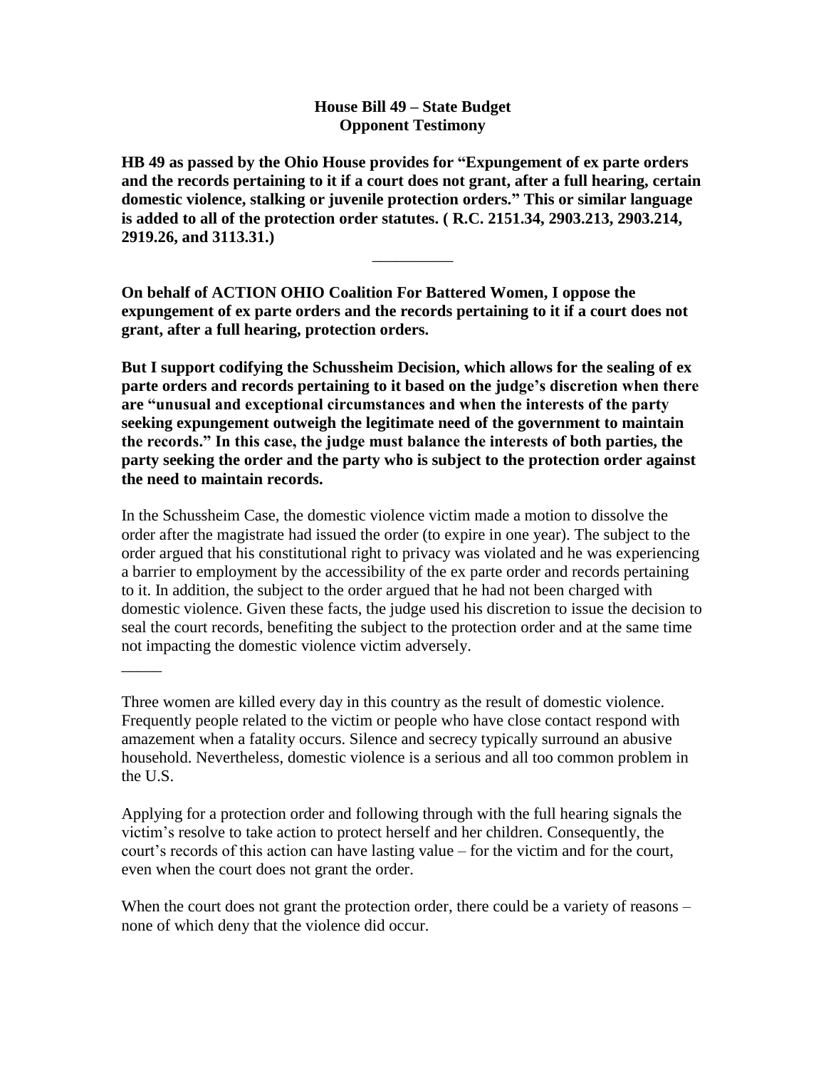**House Bill 49 – State Budget**
**Opponent Testimony**

**HB 49 as passed by the Ohio House provides for "Expungement of ex parte orders and the records pertaining to it if a court does not grant, after a full hearing, certain domestic violence, stalking or juvenile protection orders." This or similar language is added to all of the protection order statutes. ( R.C. 2151.34, 2903.213, 2903.214, 2919.26, and 3113.31.)**

__________

**On behalf of ACTION OHIO Coalition For Battered Women, I oppose the expungement of ex parte orders and the records pertaining to it if a court does not grant, after a full hearing, protection orders.**

**But I support codifying the Schussheim Decision, which allows for the sealing of ex parte orders and records pertaining to it based on the judge's discretion when there are "unusual and exceptional circumstances and when the interests of the party seeking expungement outweigh the legitimate need of the government to maintain the records." In this case, the judge must balance the interests of both parties, the party seeking the order and the party who is subject to the protection order against the need to maintain records.**

In the Schussheim Case, the domestic violence victim made a motion to dissolve the order after the magistrate had issued the order (to expire in one year). The subject to the order argued that his constitutional right to privacy was violated and he was experiencing a barrier to employment by the accessibility of the ex parte order and records pertaining to it. In addition, the subject to the order argued that he had not been charged with domestic violence. Given these facts, the judge used his discretion to issue the decision to seal the court records, benefiting the subject to the protection order and at the same time not impacting the domestic violence victim adversely.

_____

Three women are killed every day in this country as the result of domestic violence. Frequently people related to the victim or people who have close contact respond with amazement when a fatality occurs. Silence and secrecy typically surround an abusive household. Nevertheless, domestic violence is a serious and all too common problem in the U.S.

Applying for a protection order and following through with the full hearing signals the victim's resolve to take action to protect herself and her children. Consequently, the court's records of this action can have lasting value – for the victim and for the court, even when the court does not grant the order.

When the court does not grant the protection order, there could be a variety of reasons – none of which deny that the violence did occur.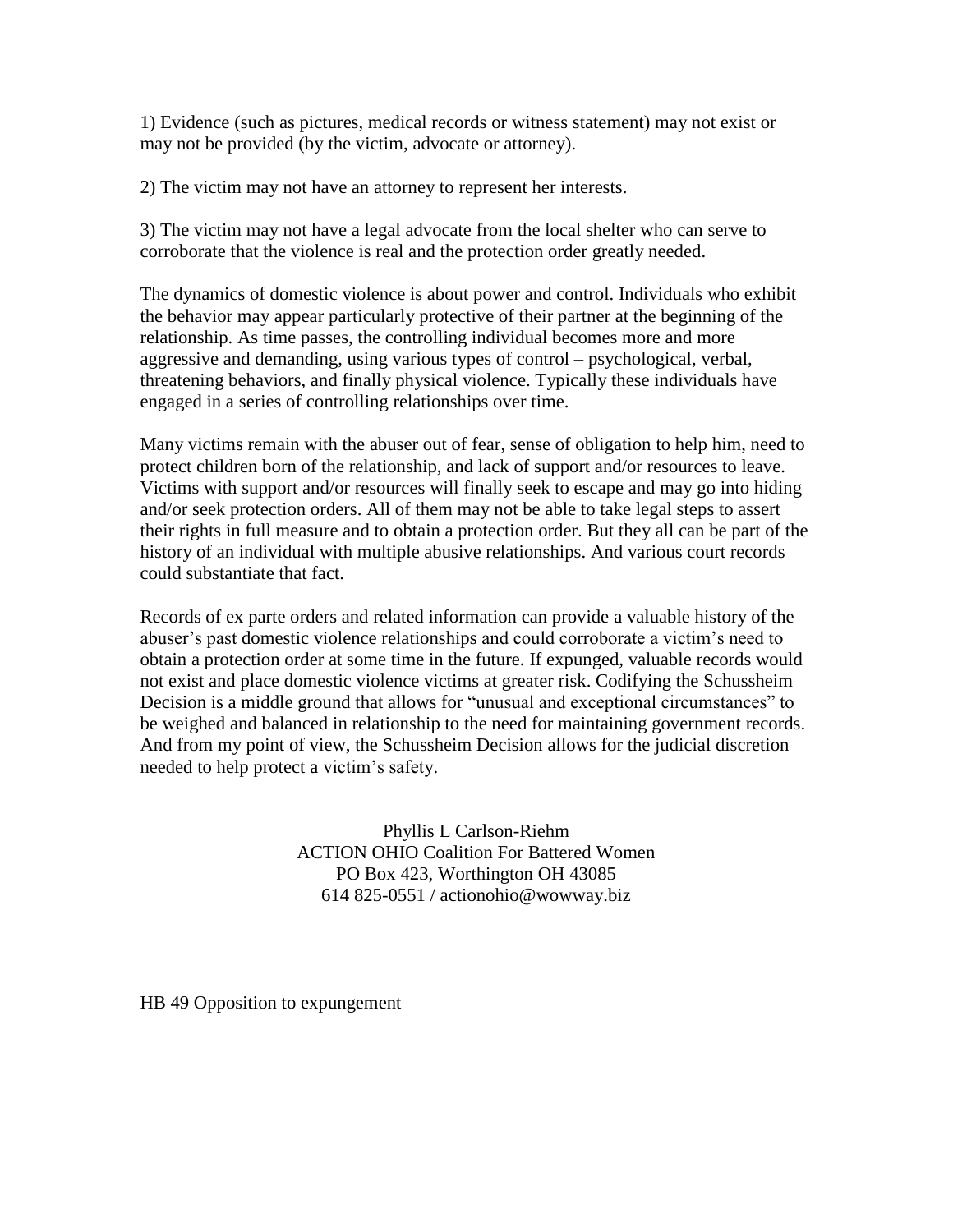1) Evidence (such as pictures, medical records or witness statement) may not exist or may not be provided (by the victim, advocate or attorney).

2) The victim may not have an attorney to represent her interests.

3) The victim may not have a legal advocate from the local shelter who can serve to corroborate that the violence is real and the protection order greatly needed.

The dynamics of domestic violence is about power and control. Individuals who exhibit the behavior may appear particularly protective of their partner at the beginning of the relationship. As time passes, the controlling individual becomes more and more aggressive and demanding, using various types of control – psychological, verbal, threatening behaviors, and finally physical violence. Typically these individuals have engaged in a series of controlling relationships over time.

Many victims remain with the abuser out of fear, sense of obligation to help him, need to protect children born of the relationship, and lack of support and/or resources to leave. Victims with support and/or resources will finally seek to escape and may go into hiding and/or seek protection orders. All of them may not be able to take legal steps to assert their rights in full measure and to obtain a protection order. But they all can be part of the history of an individual with multiple abusive relationships. And various court records could substantiate that fact.

Records of ex parte orders and related information can provide a valuable history of the abuser's past domestic violence relationships and could corroborate a victim's need to obtain a protection order at some time in the future. If expunged, valuable records would not exist and place domestic violence victims at greater risk. Codifying the Schussheim Decision is a middle ground that allows for "unusual and exceptional circumstances" to be weighed and balanced in relationship to the need for maintaining government records. And from my point of view, the Schussheim Decision allows for the judicial discretion needed to help protect a victim's safety.

Phyllis L Carlson-Riehm
ACTION OHIO Coalition For Battered Women
PO Box 423, Worthington OH 43085
614 825-0551 / actionohio@wowway.biz

HB 49 Opposition to expungement